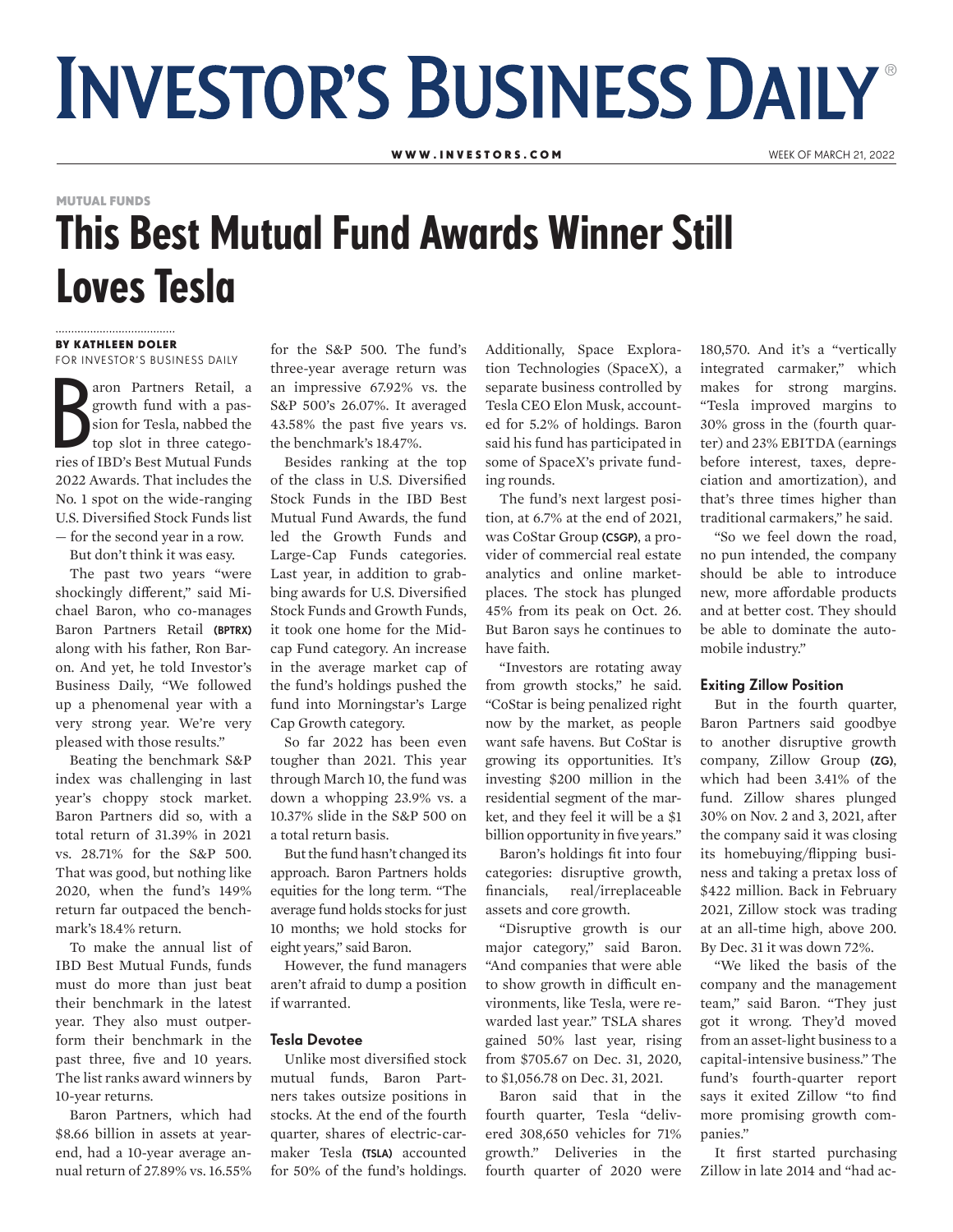# Investor's Business Daily

WWW.INVESTORS.COM — WEEK OF MARCH 21, 2022

MUTUAL FUNDS

# This Best Mutual Fund Awards Winner Still Loves Tesla

**BY KATHLEEN DOLER**
FOR INVESTOR'S BUSINESS DAILY

Baron Partners Retail, a growth fund with a passion for Tesla, nabbed the top slot in three categories of IBD's Best Mutual Funds 2022 Awards. That includes the No. 1 spot on the wide-ranging U.S. Diversified Stock Funds list — for the second year in a row.

But don't think it was easy.

The past two years "were shockingly different," said Michael Baron, who co-manages Baron Partners Retail **(BPTRX)** along with his father, Ron Baron. And yet, he told Investor's Business Daily, "We followed up a phenomenal year with a very strong year. We're very pleased with those results."

Beating the benchmark S&P index was challenging in last year's choppy stock market. Baron Partners did so, with a total return of 31.39% in 2021 vs. 28.71% for the S&P 500. That was good, but nothing like 2020, when the fund's 149% return far outpaced the benchmark's 18.4% return.

To make the annual list of IBD Best Mutual Funds, funds must do more than just beat their benchmark in the latest year. They also must outperform their benchmark in the past three, five and 10 years. The list ranks award winners by 10-year returns.

Baron Partners, which had $8.66 billion in assets at year-end, had a 10-year average annual return of 27.89% vs. 16.55% for the S&P 500. The fund's three-year average return was an impressive 67.92% vs. the S&P 500's 26.07%. It averaged 43.58% the past five years vs. the benchmark's 18.47%.

Besides ranking at the top of the class in U.S. Diversified Stock Funds in the IBD Best Mutual Fund Awards, the fund led the Growth Funds and Large-Cap Funds categories. Last year, in addition to grabbing awards for U.S. Diversified Stock Funds and Growth Funds, it took one home for the Mid-cap Fund category. An increase in the average market cap of the fund's holdings pushed the fund into Morningstar's Large Cap Growth category.

So far 2022 has been even tougher than 2021. This year through March 10, the fund was down a whopping 23.9% vs. a 10.37% slide in the S&P 500 on a total return basis.

But the fund hasn't changed its approach. Baron Partners holds equities for the long term. "The average fund holds stocks for just 10 months; we hold stocks for eight years," said Baron.

However, the fund managers aren't afraid to dump a position if warranted.

### Tesla Devotee

Unlike most diversified stock mutual funds, Baron Partners takes outsize positions in stocks. At the end of the fourth quarter, shares of electric-carmaker Tesla **(TSLA)** accounted for 50% of the fund's holdings. Additionally, Space Exploration Technologies (SpaceX), a separate business controlled by Tesla CEO Elon Musk, accounted for 5.2% of holdings. Baron said his fund has participated in some of SpaceX's private funding rounds.

The fund's next largest position, at 6.7% at the end of 2021, was CoStar Group **(CSGP)**, a provider of commercial real estate analytics and online marketplaces. The stock has plunged 45% from its peak on Oct. 26. But Baron says he continues to have faith.

"Investors are rotating away from growth stocks," he said. "CoStar is being penalized right now by the market, as people want safe havens. But CoStar is growing its opportunities. It's investing $200 million in the residential segment of the market, and they feel it will be a $1 billion opportunity in five years."

Baron's holdings fit into four categories: disruptive growth, financials, real/irreplaceable assets and core growth.

"Disruptive growth is our major category," said Baron. "And companies that were able to show growth in difficult environments, like Tesla, were rewarded last year." TSLA shares gained 50% last year, rising from $705.67 on Dec. 31, 2020, to $1,056.78 on Dec. 31, 2021.

Baron said that in the fourth quarter, Tesla "delivered 308,650 vehicles for 71% growth." Deliveries in the fourth quarter of 2020 were 180,570. And it's a "vertically integrated carmaker," which makes for strong margins. "Tesla improved margins to 30% gross in the (fourth quarter) and 23% EBITDA (earnings before interest, taxes, depreciation and amortization), and that's three times higher than traditional carmakers," he said.

"So we feel down the road, no pun intended, the company should be able to introduce new, more affordable products and at better cost. They should be able to dominate the automobile industry."

### Exiting Zillow Position

But in the fourth quarter, Baron Partners said goodbye to another disruptive growth company, Zillow Group **(ZG)**, which had been 3.41% of the fund. Zillow shares plunged 30% on Nov. 2 and 3, 2021, after the company said it was closing its homebuying/flipping business and taking a pretax loss of $422 million. Back in February 2021, Zillow stock was trading at an all-time high, above 200. By Dec. 31 it was down 72%.

"We liked the basis of the company and the management team," said Baron. "They just got it wrong. They'd moved from an asset-light business to a capital-intensive business." The fund's fourth-quarter report says it exited Zillow "to find more promising growth companies."

It first started purchasing Zillow in late 2014 and "had ac-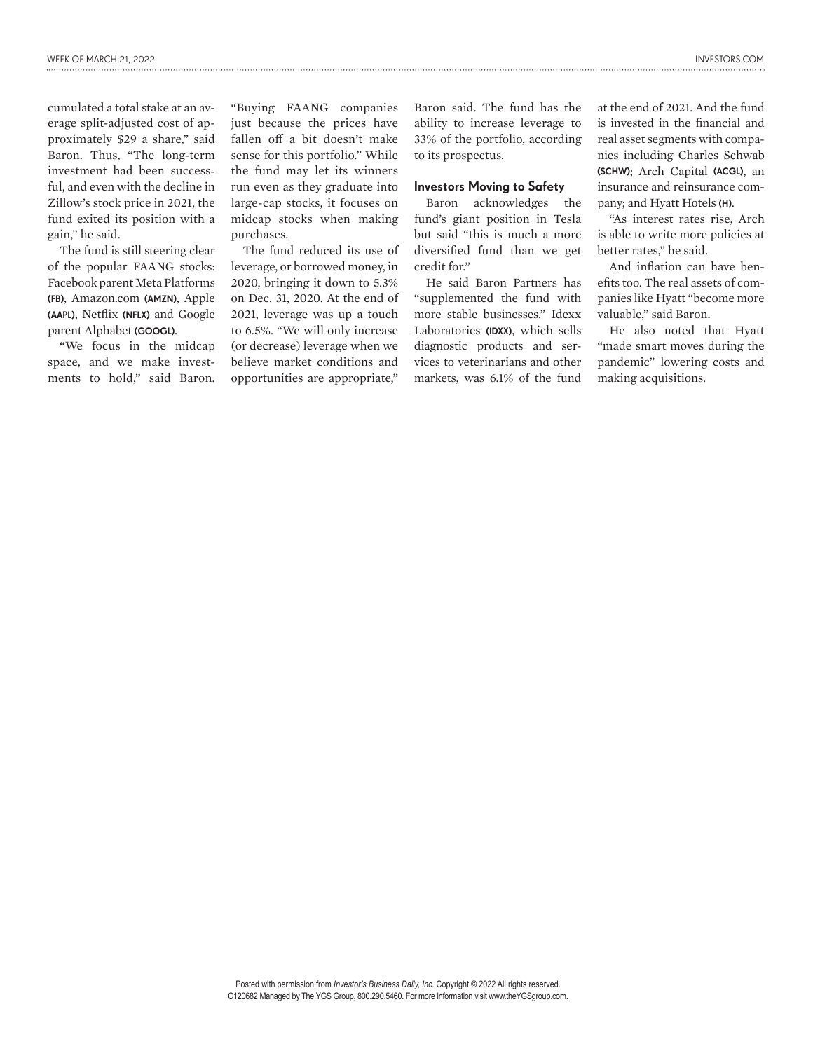cumulated a total stake at an average split-adjusted cost of approximately $29 a share," said Baron. Thus, "The long-term investment had been successful, and even with the decline in Zillow's stock price in 2021, the fund exited its position with a gain," he said.

The fund is still steering clear of the popular FAANG stocks: Facebook parent Meta Platforms **(FB)**, Amazon.com **(AMZN)**, Apple **(AAPL)**, Netflix **(NFLX)** and Google parent Alphabet **(GOOGL)**.

"We focus in the midcap space, and we make investments to hold," said Baron. "Buying FAANG companies just because the prices have fallen off a bit doesn't make sense for this portfolio." While the fund may let its winners run even as they graduate into large-cap stocks, it focuses on midcap stocks when making purchases.

The fund reduced its use of leverage, or borrowed money, in 2020, bringing it down to 5.3% on Dec. 31, 2020. At the end of 2021, leverage was up a touch to 6.5%. "We will only increase (or decrease) leverage when we believe market conditions and opportunities are appropriate," Baron said. The fund has the ability to increase leverage to 33% of the portfolio, according to its prospectus.

### Investors Moving to Safety

Baron acknowledges the fund's giant position in Tesla but said "this is much a more diversified fund than we get credit for."

He said Baron Partners has "supplemented the fund with more stable businesses." Idexx Laboratories **(IDXX)**, which sells diagnostic products and services to veterinarians and other markets, was 6.1% of the fund at the end of 2021. And the fund is invested in the financial and real asset segments with companies including Charles Schwab **(SCHW)**; Arch Capital **(ACGL)**, an insurance and reinsurance company; and Hyatt Hotels **(H)**.

"As interest rates rise, Arch is able to write more policies at better rates," he said.

And inflation can have benefits too. The real assets of companies like Hyatt "become more valuable," said Baron.

He also noted that Hyatt "made smart moves during the pandemic" lowering costs and making acquisitions.

Posted with permission from *Investor's Business Daily, Inc.* Copyright © 2022 All rights reserved. C120682 Managed by The YGS Group, 800.290.5460. For more information visit www.theYGSgroup.com.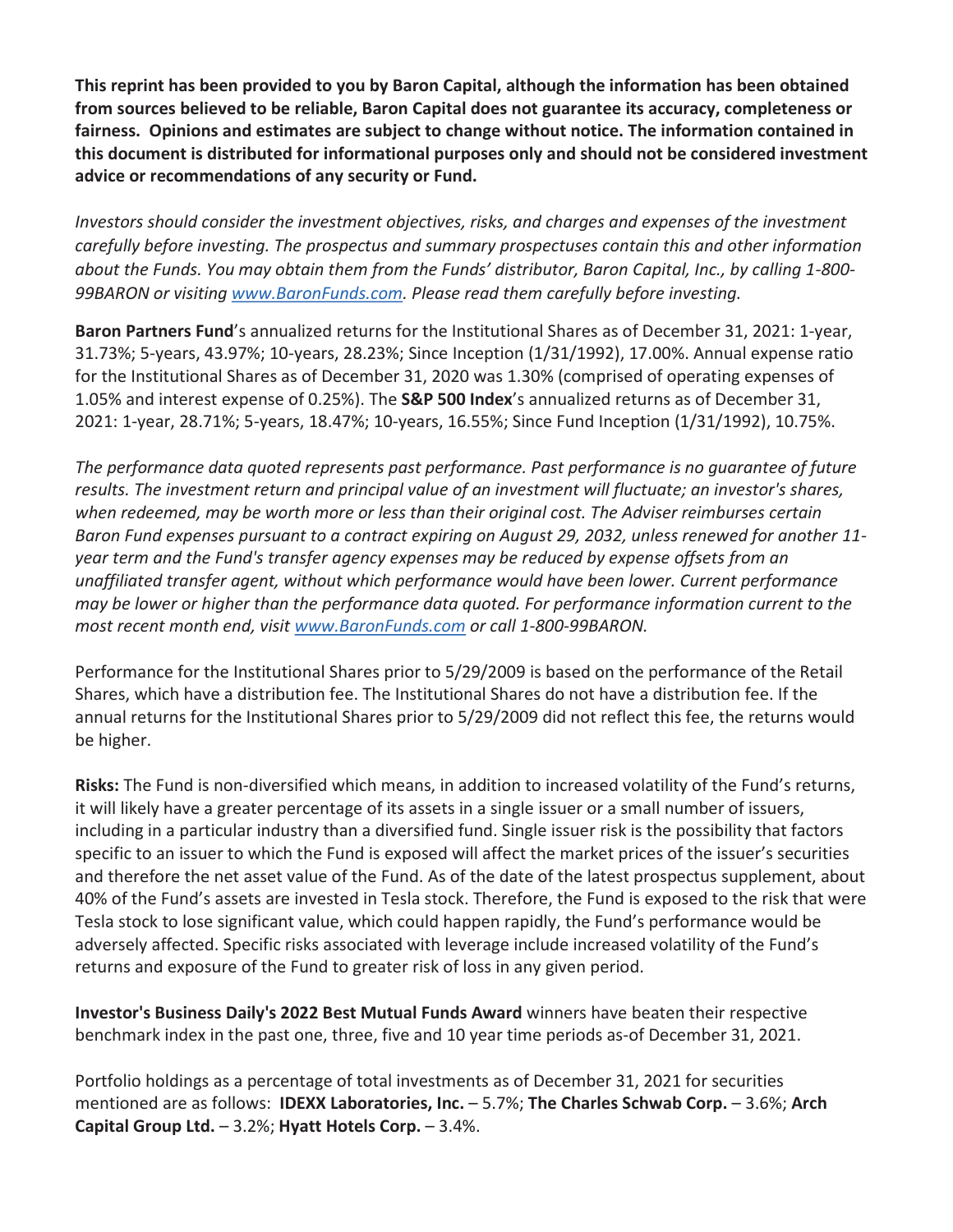**This reprint has been provided to you by Baron Capital, although the information has been obtained from sources believed to be reliable, Baron Capital does not guarantee its accuracy, completeness or fairness. Opinions and estimates are subject to change without notice. The information contained in this document is distributed for informational purposes only and should not be considered investment advice or recommendations of any security or Fund.**

*Investors should consider the investment objectives, risks, and charges and expenses of the investment carefully before investing. The prospectus and summary prospectuses contain this and other information about the Funds. You may obtain them from the Funds' distributor, Baron Capital, Inc., by calling 1-800-99BARON or visiting [www.BaronFunds.com](www.BaronFunds.com). Please read them carefully before investing.*

**Baron Partners Fund**'s annualized returns for the Institutional Shares as of December 31, 2021: 1-year, 31.73%; 5-years, 43.97%; 10-years, 28.23%; Since Inception (1/31/1992), 17.00%. Annual expense ratio for the Institutional Shares as of December 31, 2020 was 1.30% (comprised of operating expenses of 1.05% and interest expense of 0.25%). The **S&P 500 Index**'s annualized returns as of December 31, 2021: 1-year, 28.71%; 5-years, 18.47%; 10-years, 16.55%; Since Fund Inception (1/31/1992), 10.75%.

*The performance data quoted represents past performance. Past performance is no guarantee of future results. The investment return and principal value of an investment will fluctuate; an investor's shares, when redeemed, may be worth more or less than their original cost. The Adviser reimburses certain Baron Fund expenses pursuant to a contract expiring on August 29, 2032, unless renewed for another 11-year term and the Fund's transfer agency expenses may be reduced by expense offsets from an unaffiliated transfer agent, without which performance would have been lower. Current performance may be lower or higher than the performance data quoted. For performance information current to the most recent month end, visit [www.BaronFunds.com](www.BaronFunds.com) or call 1-800-99BARON.*

Performance for the Institutional Shares prior to 5/29/2009 is based on the performance of the Retail Shares, which have a distribution fee. The Institutional Shares do not have a distribution fee. If the annual returns for the Institutional Shares prior to 5/29/2009 did not reflect this fee, the returns would be higher.

**Risks:** The Fund is non-diversified which means, in addition to increased volatility of the Fund's returns, it will likely have a greater percentage of its assets in a single issuer or a small number of issuers, including in a particular industry than a diversified fund. Single issuer risk is the possibility that factors specific to an issuer to which the Fund is exposed will affect the market prices of the issuer's securities and therefore the net asset value of the Fund. As of the date of the latest prospectus supplement, about 40% of the Fund's assets are invested in Tesla stock. Therefore, the Fund is exposed to the risk that were Tesla stock to lose significant value, which could happen rapidly, the Fund's performance would be adversely affected. Specific risks associated with leverage include increased volatility of the Fund's returns and exposure of the Fund to greater risk of loss in any given period.

**Investor's Business Daily's 2022 Best Mutual Funds Award** winners have beaten their respective benchmark index in the past one, three, five and 10 year time periods as-of December 31, 2021.

Portfolio holdings as a percentage of total investments as of December 31, 2021 for securities mentioned are as follows: **IDEXX Laboratories, Inc.** – 5.7%; **The Charles Schwab Corp.** – 3.6%; **Arch Capital Group Ltd.** – 3.2%; **Hyatt Hotels Corp.** – 3.4%.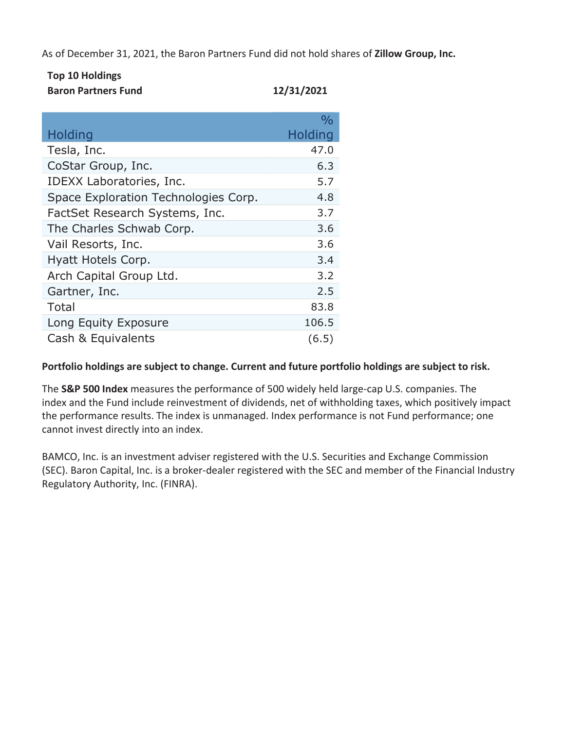As of December 31, 2021, the Baron Partners Fund did not hold shares of **Zillow Group, Inc.**

**Top 10 Holdings**
**Baron Partners Fund** **12/31/2021**

| Holding | % Holding |
|---|---|
| Tesla, Inc. | 47.0 |
| CoStar Group, Inc. | 6.3 |
| IDEXX Laboratories, Inc. | 5.7 |
| Space Exploration Technologies Corp. | 4.8 |
| FactSet Research Systems, Inc. | 3.7 |
| The Charles Schwab Corp. | 3.6 |
| Vail Resorts, Inc. | 3.6 |
| Hyatt Hotels Corp. | 3.4 |
| Arch Capital Group Ltd. | 3.2 |
| Gartner, Inc. | 2.5 |
| Total | 83.8 |
| Long Equity Exposure | 106.5 |
| Cash & Equivalents | (6.5) |

**Portfolio holdings are subject to change. Current and future portfolio holdings are subject to risk.**

The **S&P 500 Index** measures the performance of 500 widely held large-cap U.S. companies. The index and the Fund include reinvestment of dividends, net of withholding taxes, which positively impact the performance results. The index is unmanaged. Index performance is not Fund performance; one cannot invest directly into an index.

BAMCO, Inc. is an investment adviser registered with the U.S. Securities and Exchange Commission (SEC). Baron Capital, Inc. is a broker-dealer registered with the SEC and member of the Financial Industry Regulatory Authority, Inc. (FINRA).